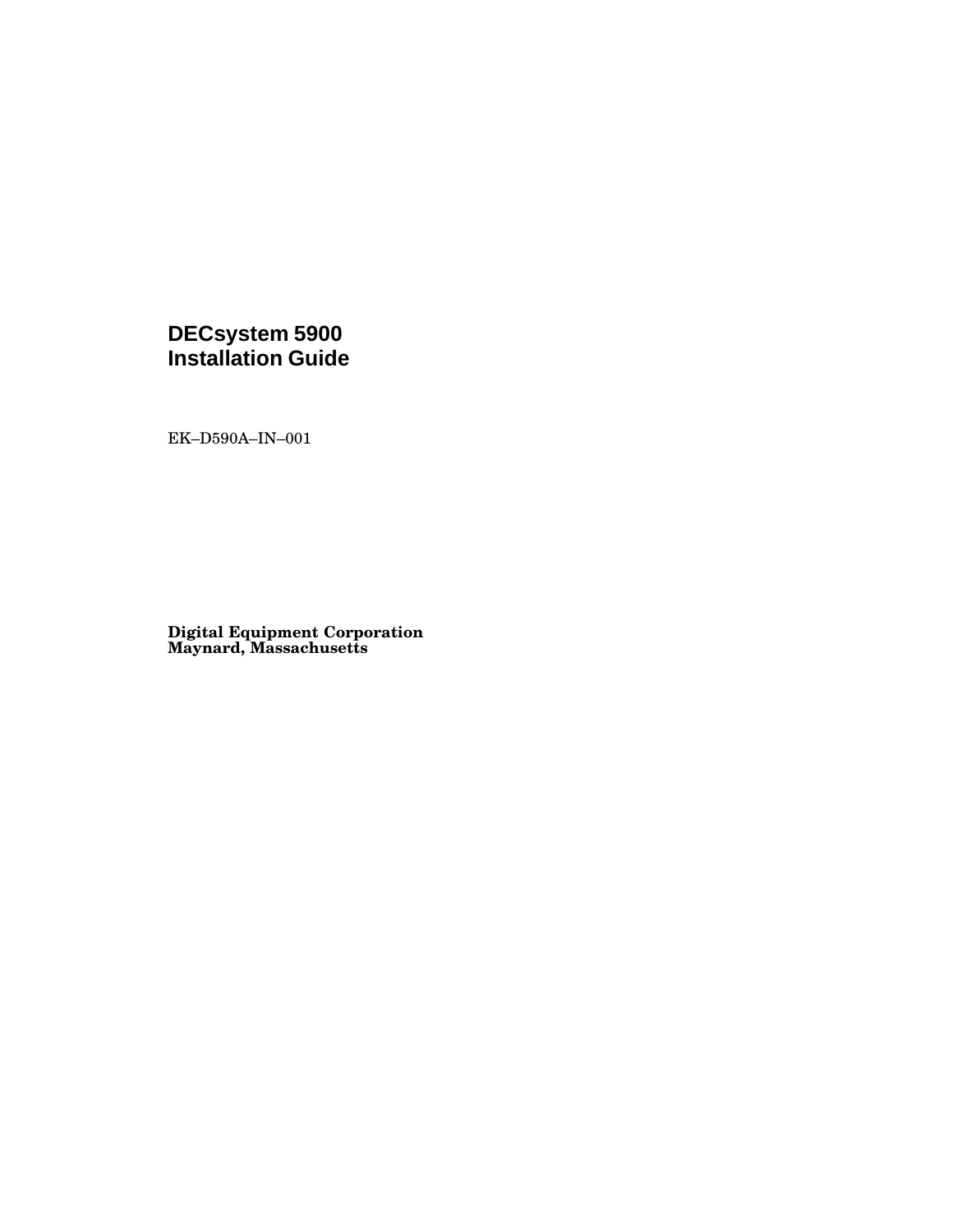# DECsystem 5900 Installation Guide

EK–D590A–IN–001

**Digital Equipment Corporation**
**Maynard, Massachusetts**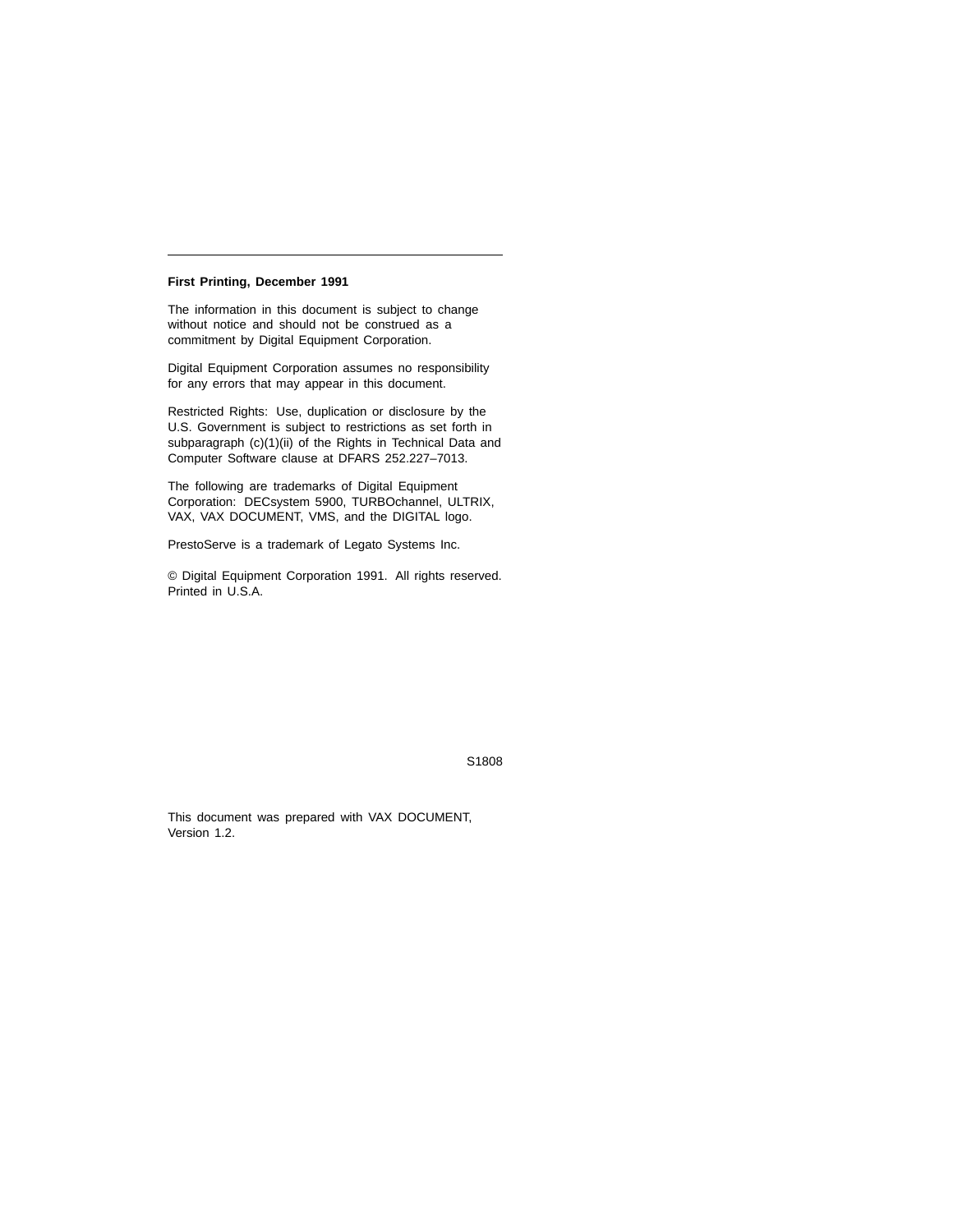**First Printing, December 1991**

The information in this document is subject to change without notice and should not be construed as a commitment by Digital Equipment Corporation.

Digital Equipment Corporation assumes no responsibility for any errors that may appear in this document.

Restricted Rights: Use, duplication or disclosure by the U.S. Government is subject to restrictions as set forth in subparagraph (c)(1)(ii) of the Rights in Technical Data and Computer Software clause at DFARS 252.227–7013.

The following are trademarks of Digital Equipment Corporation: DECsystem 5900, TURBOchannel, ULTRIX, VAX, VAX DOCUMENT, VMS, and the DIGITAL logo.

PrestoServe is a trademark of Legato Systems Inc.

© Digital Equipment Corporation 1991. All rights reserved. Printed in U.S.A.

S1808

This document was prepared with VAX DOCUMENT, Version 1.2.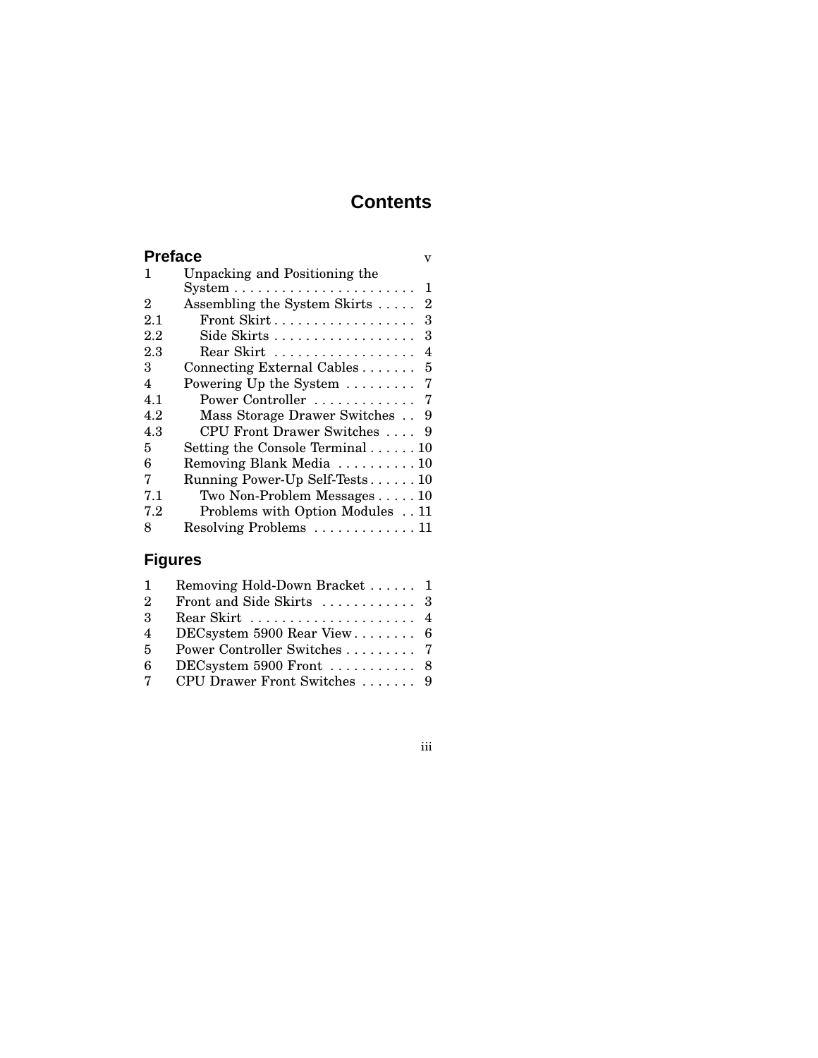# Contents

## Preface v

| | | |
|---|---|---|
| 1 | Unpacking and Positioning the System | 1 |
| 2 | Assembling the System Skirts | 2 |
| 2.1 | Front Skirt | 3 |
| 2.2 | Side Skirts | 3 |
| 2.3 | Rear Skirt | 4 |
| 3 | Connecting External Cables | 5 |
| 4 | Powering Up the System | 7 |
| 4.1 | Power Controller | 7 |
| 4.2 | Mass Storage Drawer Switches | 9 |
| 4.3 | CPU Front Drawer Switches | 9 |
| 5 | Setting the Console Terminal | 10 |
| 6 | Removing Blank Media | 10 |
| 7 | Running Power-Up Self-Tests | 10 |
| 7.1 | Two Non-Problem Messages | 10 |
| 7.2 | Problems with Option Modules | 11 |
| 8 | Resolving Problems | 11 |

## Figures

| | | |
|---|---|---|
| 1 | Removing Hold-Down Bracket | 1 |
| 2 | Front and Side Skirts | 3 |
| 3 | Rear Skirt | 4 |
| 4 | DECsystem 5900 Rear View | 6 |
| 5 | Power Controller Switches | 7 |
| 6 | DECsystem 5900 Front | 8 |
| 7 | CPU Drawer Front Switches | 9 |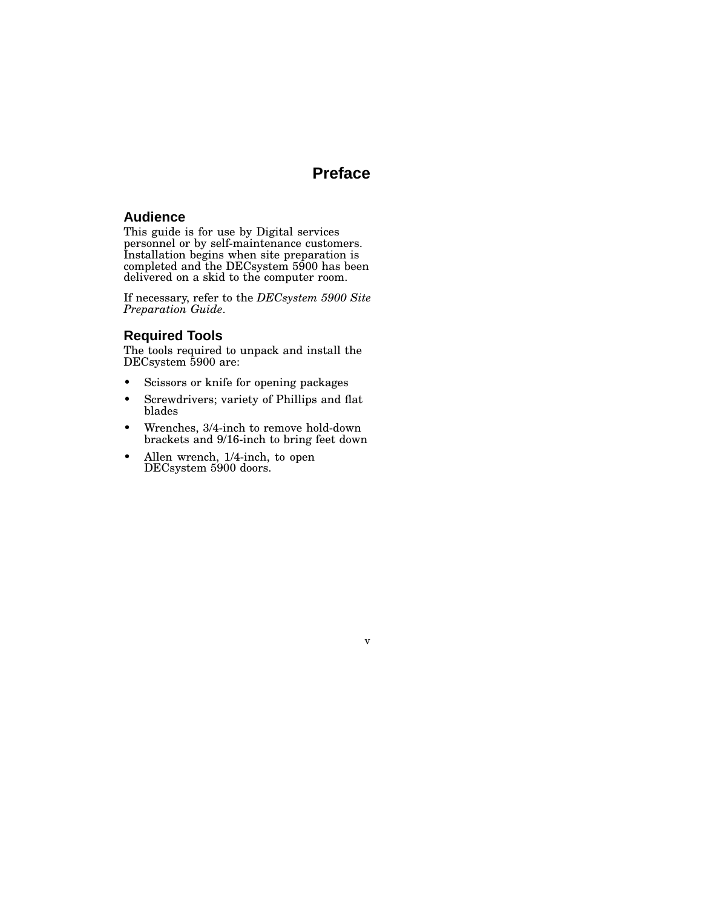# Preface

## Audience

This guide is for use by Digital services personnel or by self-maintenance customers. Installation begins when site preparation is completed and the DECsystem 5900 has been delivered on a skid to the computer room.

If necessary, refer to the *DECsystem 5900 Site Preparation Guide*.

## Required Tools

The tools required to unpack and install the DECsystem 5900 are:

- Scissors or knife for opening packages
- Screwdrivers; variety of Phillips and flat blades
- Wrenches, 3/4-inch to remove hold-down brackets and 9/16-inch to bring feet down
- Allen wrench, 1/4-inch, to open DECsystem 5900 doors.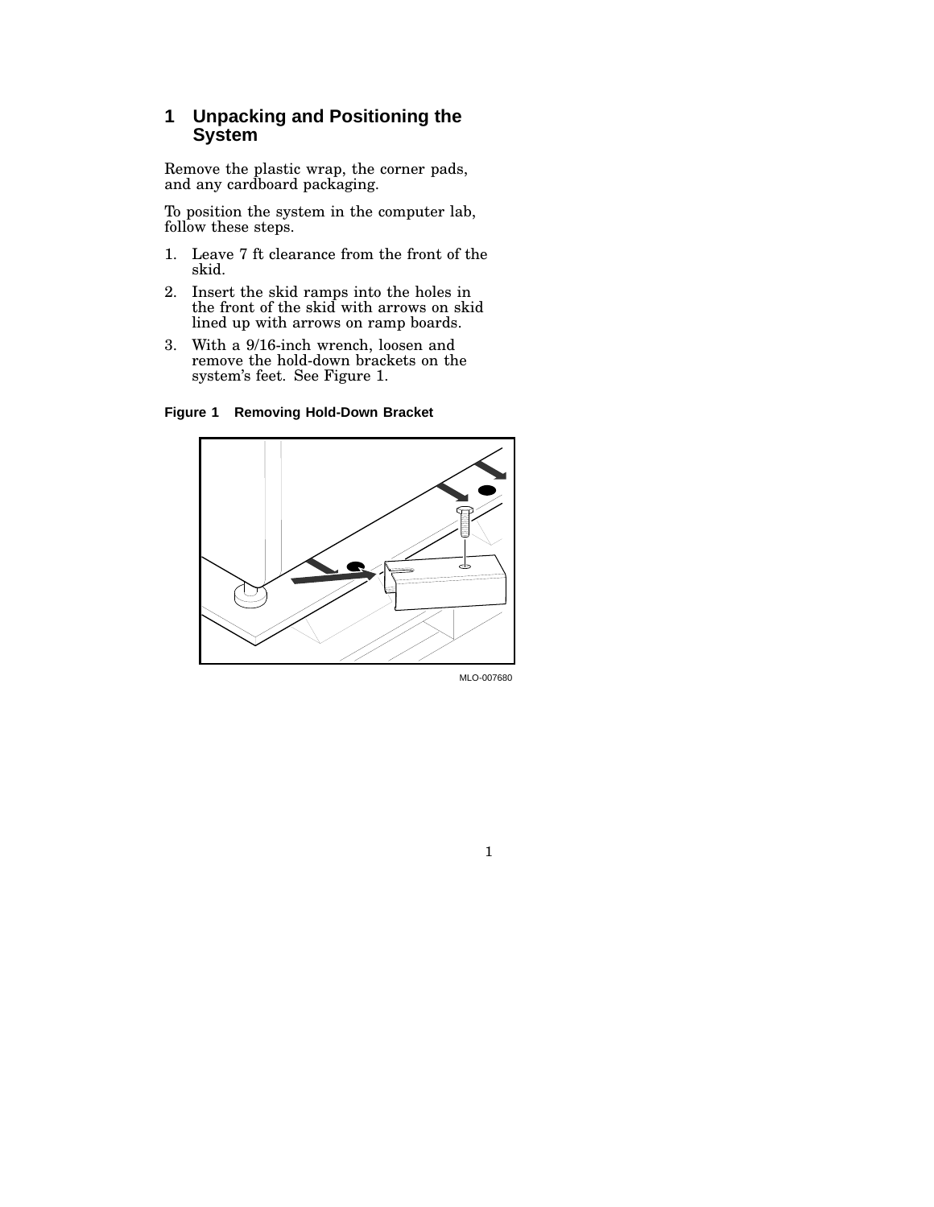# 1 Unpacking and Positioning the System

Remove the plastic wrap, the corner pads, and any cardboard packaging.

To position the system in the computer lab, follow these steps.

1. Leave 7 ft clearance from the front of the skid.
2. Insert the skid ramps into the holes in the front of the skid with arrows on skid lined up with arrows on ramp boards.
3. With a 9/16-inch wrench, loosen and remove the hold-down brackets on the system's feet. See Figure 1.

**Figure 1 Removing Hold-Down Bracket**

MLO-007680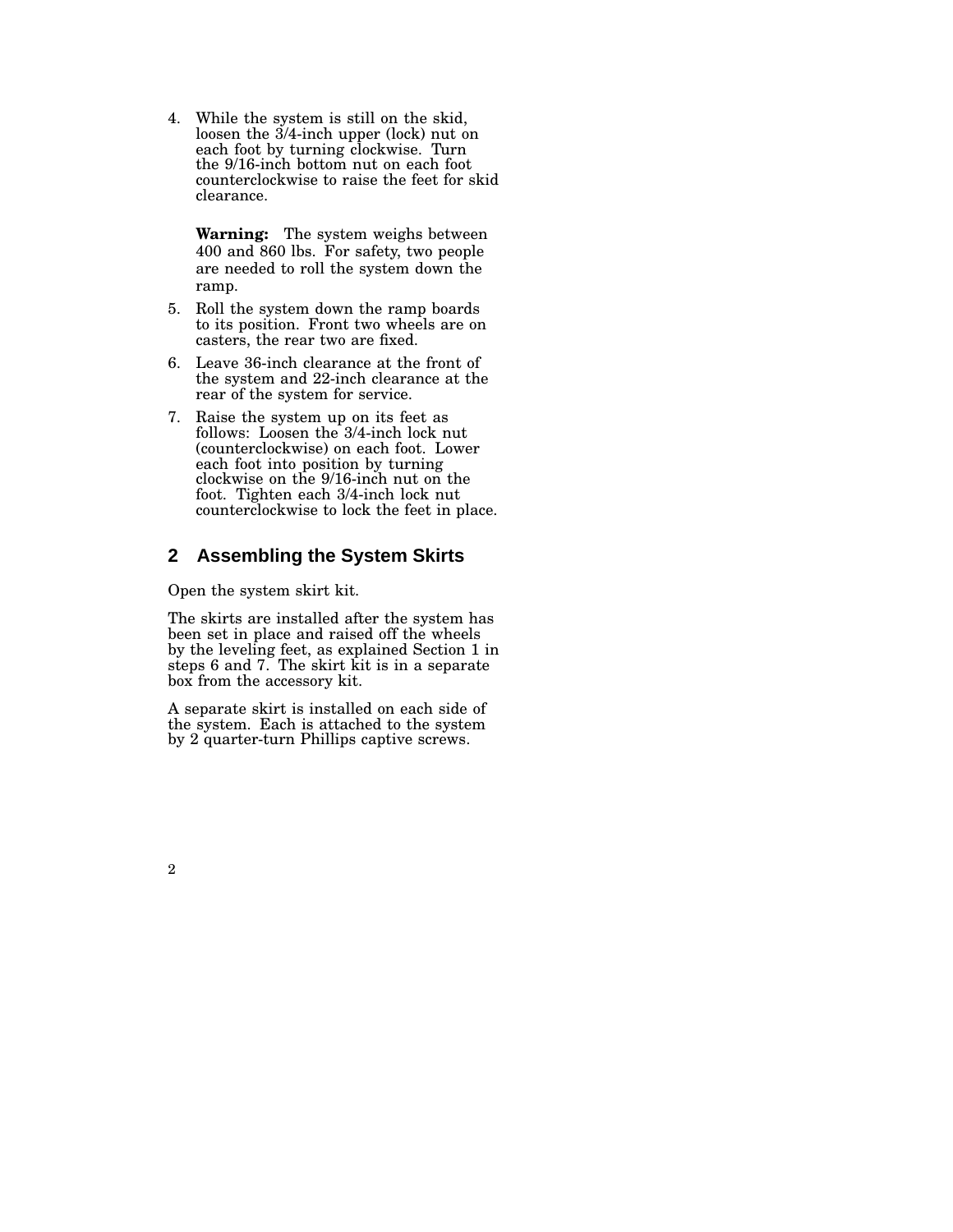4. While the system is still on the skid, loosen the 3/4-inch upper (lock) nut on each foot by turning clockwise. Turn the 9/16-inch bottom nut on each foot counterclockwise to raise the feet for skid clearance.

   **Warning:** The system weighs between 400 and 860 lbs. For safety, two people are needed to roll the system down the ramp.

5. Roll the system down the ramp boards to its position. Front two wheels are on casters, the rear two are fixed.
6. Leave 36-inch clearance at the front of the system and 22-inch clearance at the rear of the system for service.
7. Raise the system up on its feet as follows: Loosen the 3/4-inch lock nut (counterclockwise) on each foot. Lower each foot into position by turning clockwise on the 9/16-inch nut on the foot. Tighten each 3/4-inch lock nut counterclockwise to lock the feet in place.

## 2 Assembling the System Skirts

Open the system skirt kit.

The skirts are installed after the system has been set in place and raised off the wheels by the leveling feet, as explained Section 1 in steps 6 and 7. The skirt kit is in a separate box from the accessory kit.

A separate skirt is installed on each side of the system. Each is attached to the system by 2 quarter-turn Phillips captive screws.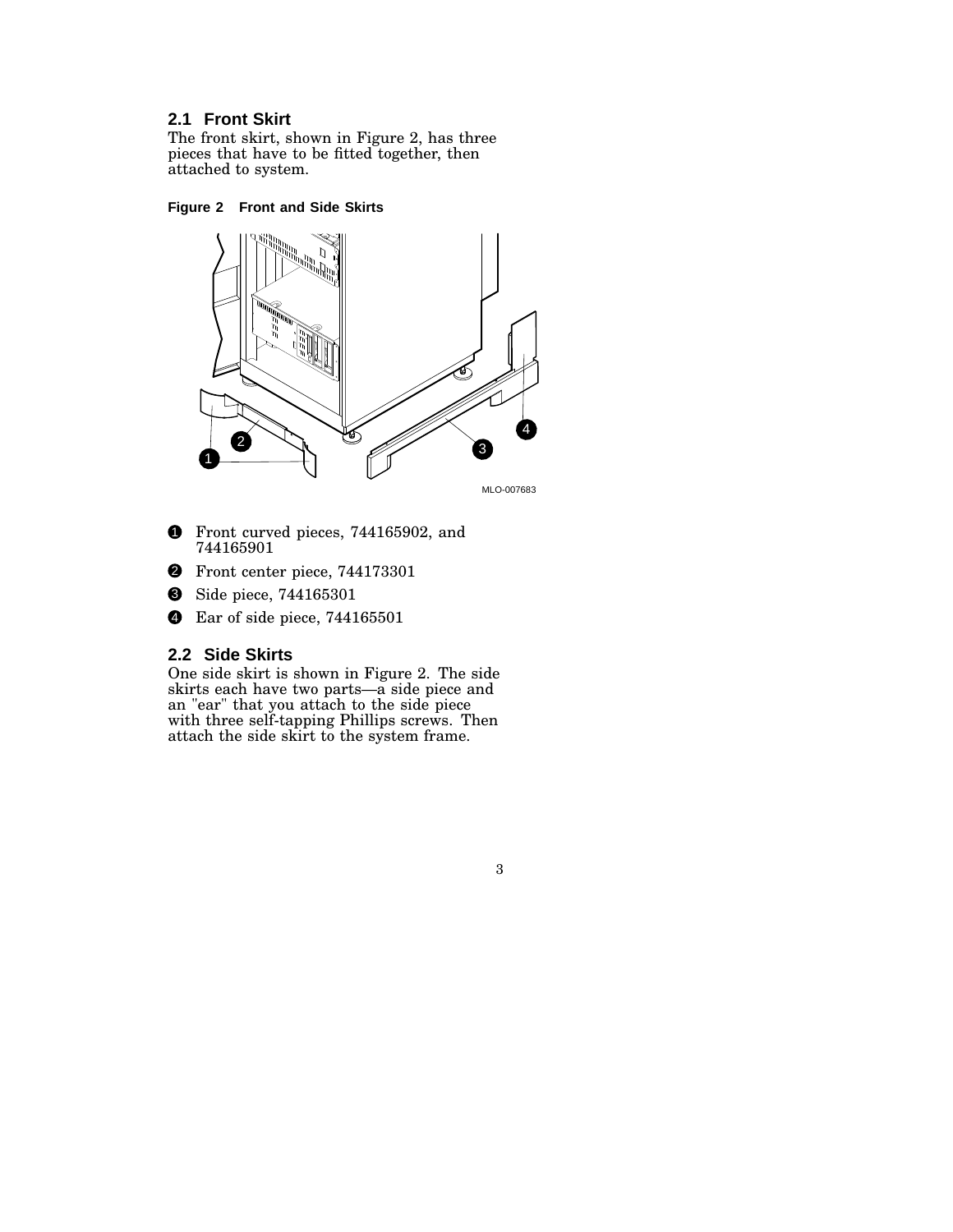## 2.1 Front Skirt

The front skirt, shown in Figure 2, has three pieces that have to be fitted together, then attached to system.

**Figure 2 Front and Side Skirts**

1. Front curved pieces, 744165902, and 744165901
2. Front center piece, 744173301
3. Side piece, 744165301
4. Ear of side piece, 744165501

## 2.2 Side Skirts

One side skirt is shown in Figure 2. The side skirts each have two parts—a side piece and an "ear" that you attach to the side piece with three self-tapping Phillips screws. Then attach the side skirt to the system frame.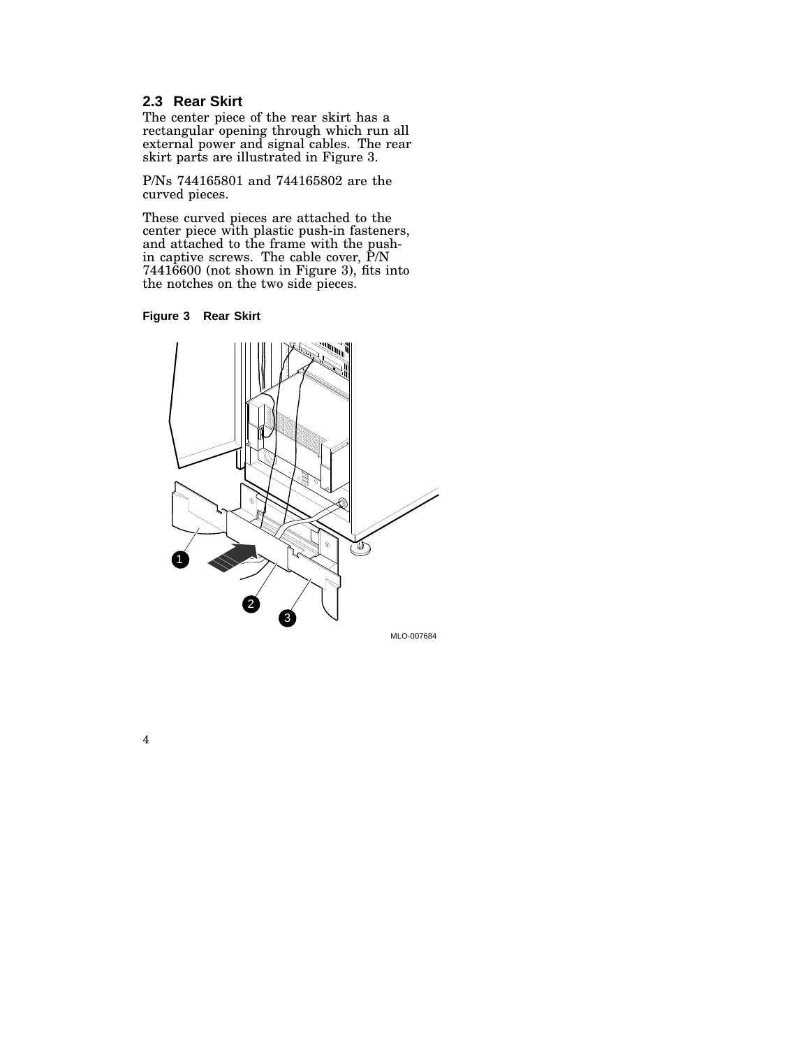## 2.3 Rear Skirt

The center piece of the rear skirt has a rectangular opening through which run all external power and signal cables. The rear skirt parts are illustrated in Figure 3.

P/Ns 744165801 and 744165802 are the curved pieces.

These curved pieces are attached to the center piece with plastic push-in fasteners, and attached to the frame with the push-in captive screws. The cable cover, P/N 74416600 (not shown in Figure 3), fits into the notches on the two side pieces.

**Figure 3 Rear Skirt**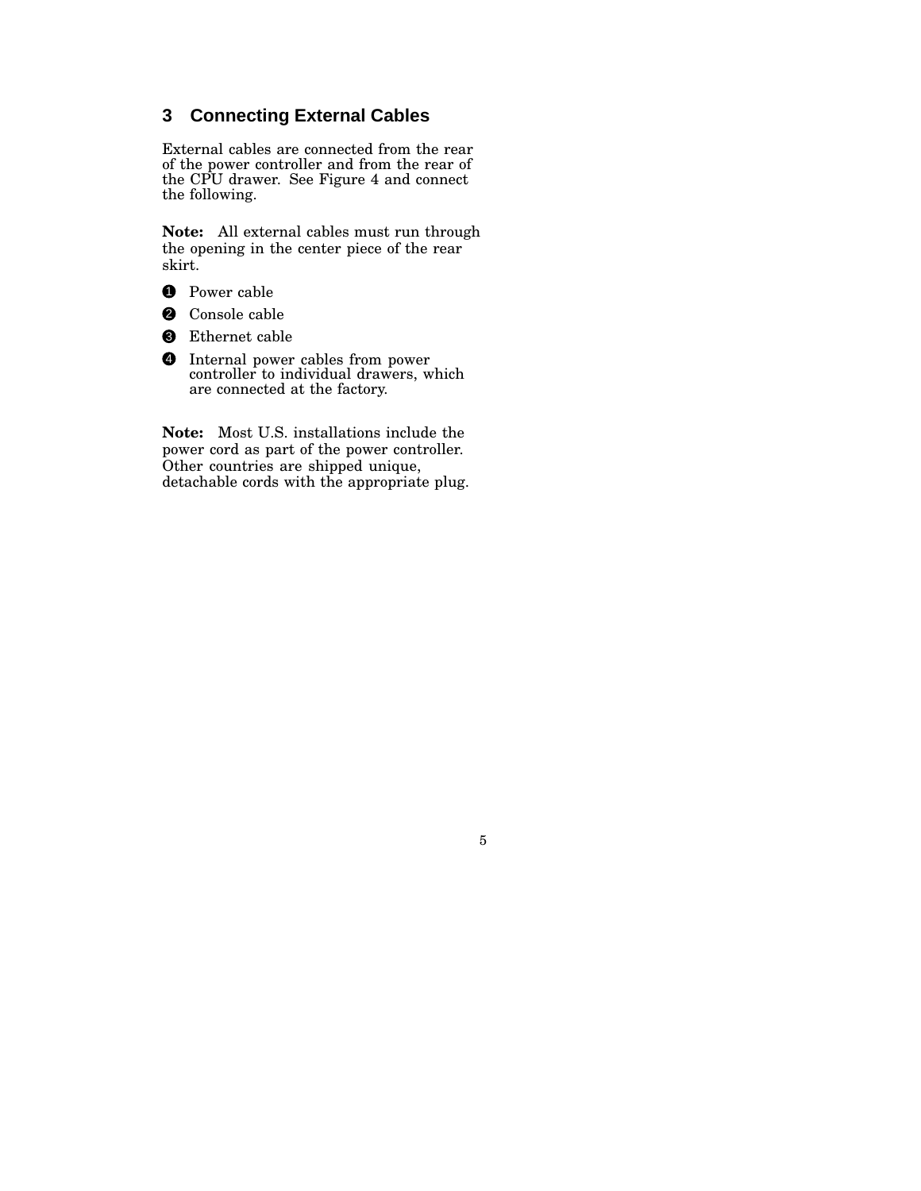## 3 Connecting External Cables

External cables are connected from the rear of the power controller and from the rear of the CPU drawer. See Figure 4 and connect the following.

**Note:** All external cables must run through the opening in the center piece of the rear skirt.

❶ Power cable

❷ Console cable

❸ Ethernet cable

❹ Internal power cables from power controller to individual drawers, which are connected at the factory.

**Note:** Most U.S. installations include the power cord as part of the power controller. Other countries are shipped unique, detachable cords with the appropriate plug.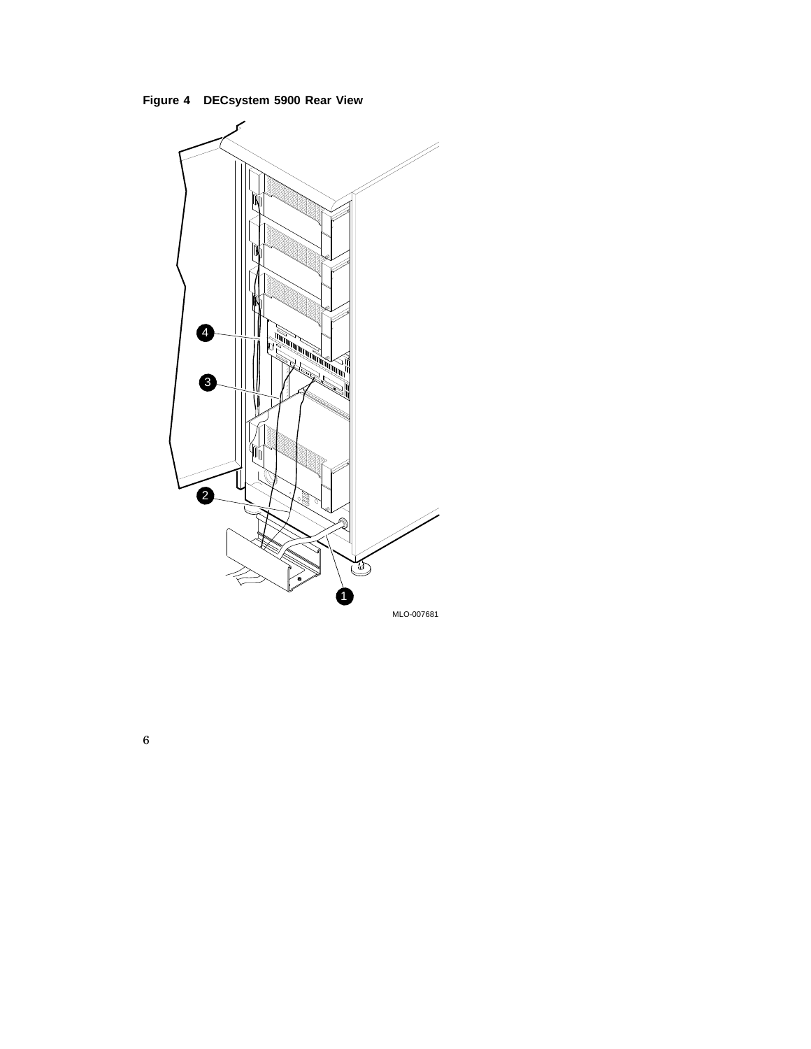**Figure 4 DECsystem 5900 Rear View**

MLO-007681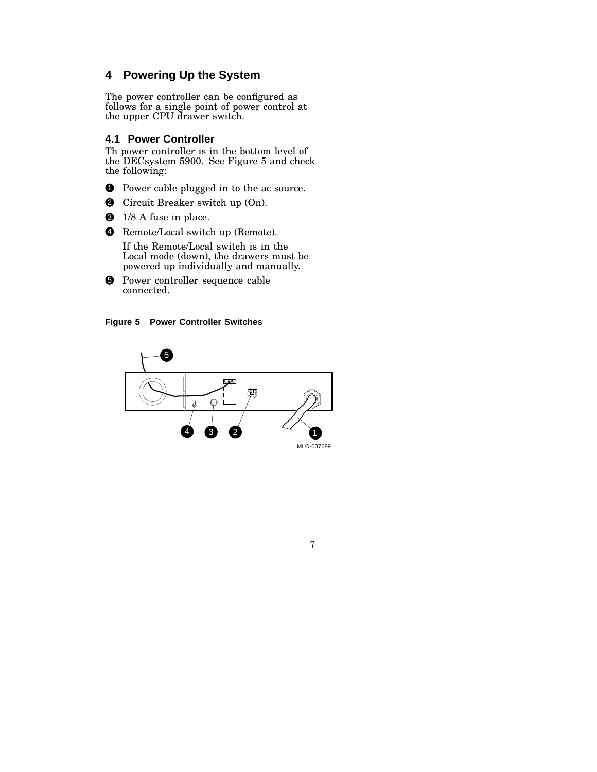## 4 Powering Up the System

The power controller can be configured as follows for a single point of power control at the upper CPU drawer switch.

### 4.1 Power Controller

Th power controller is in the bottom level of the DECsystem 5900. See Figure 5 and check the following:

1. Power cable plugged in to the ac source.
2. Circuit Breaker switch up (On).
3. 1/8 A fuse in place.
4. Remote/Local switch up (Remote).

   If the Remote/Local switch is in the Local mode (down), the drawers must be powered up individually and manually.
5. Power controller sequence cable connected.

**Figure 5 Power Controller Switches**

MLO-007689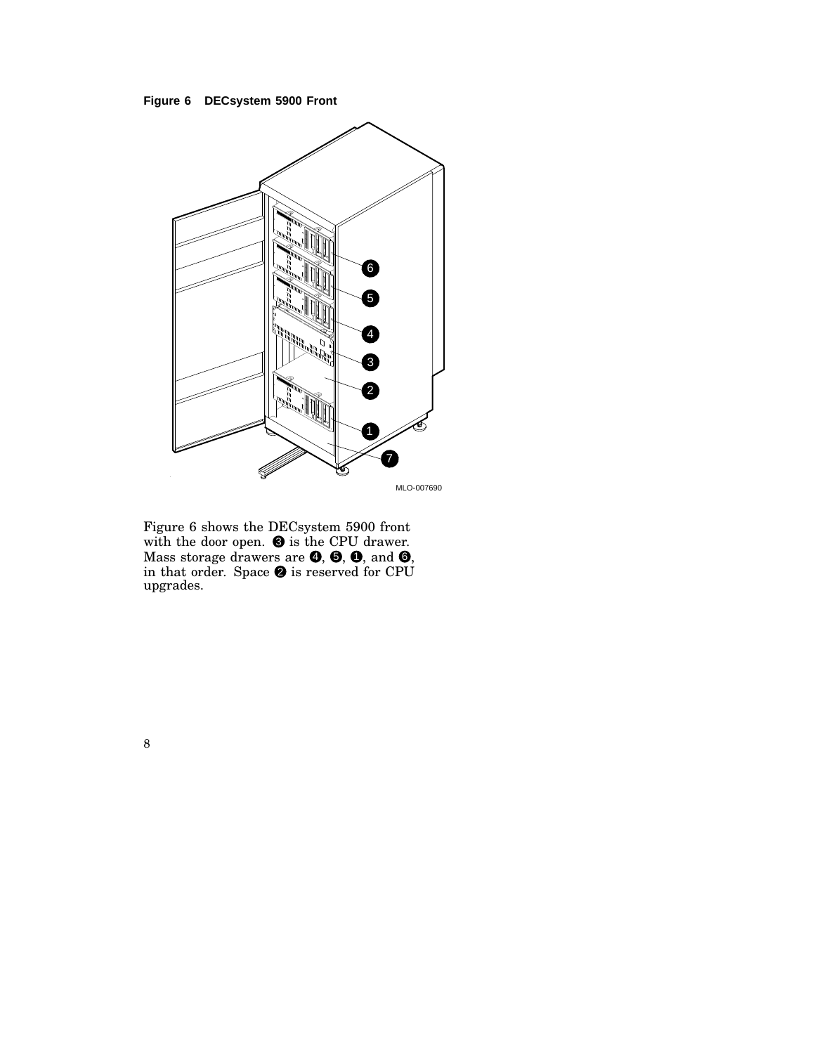**Figure 6 DECsystem 5900 Front**

Figure 6 shows the DECsystem 5900 front with the door open. ❸ is the CPU drawer. Mass storage drawers are ❹, ❺, ❶, and ❻, in that order. Space ❷ is reserved for CPU upgrades.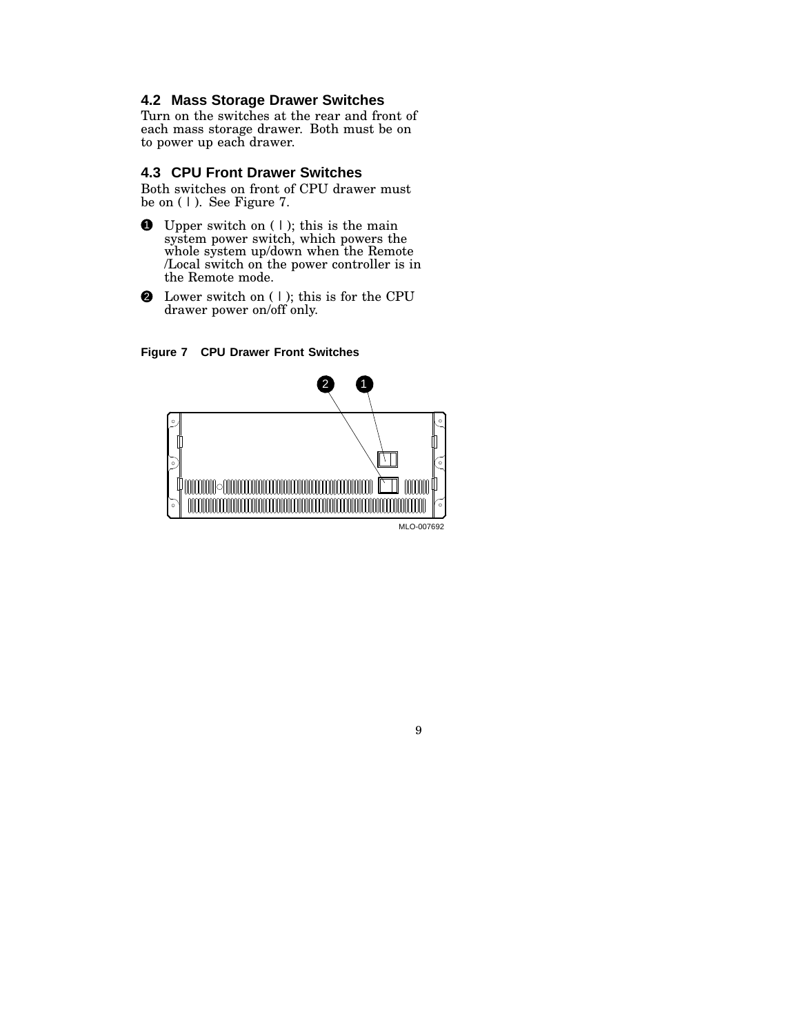## 4.2 Mass Storage Drawer Switches

Turn on the switches at the rear and front of each mass storage drawer. Both must be on to power up each drawer.

## 4.3 CPU Front Drawer Switches

Both switches on front of CPU drawer must be on ( | ). See Figure 7.

1. Upper switch on ( | ); this is the main system power switch, which powers the whole system up/down when the Remote /Local switch on the power controller is in the Remote mode.
2. Lower switch on ( | ); this is for the CPU drawer power on/off only.

**Figure 7 CPU Drawer Front Switches**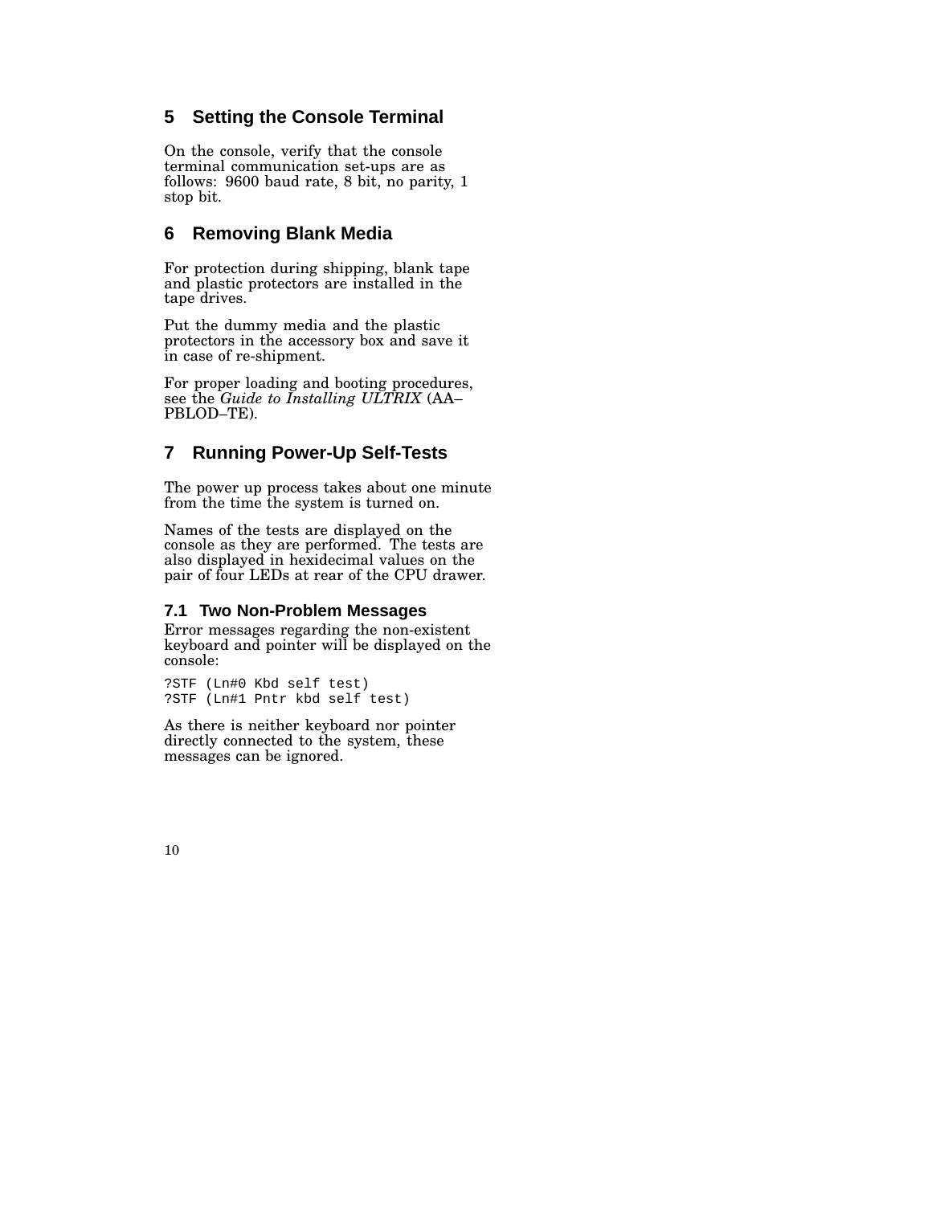## 5 Setting the Console Terminal

On the console, verify that the console terminal communication set-ups are as follows: 9600 baud rate, 8 bit, no parity, 1 stop bit.

## 6 Removing Blank Media

For protection during shipping, blank tape and plastic protectors are installed in the tape drives.

Put the dummy media and the plastic protectors in the accessory box and save it in case of re-shipment.

For proper loading and booting procedures, see the *Guide to Installing ULTRIX* (AA–PBLOD–TE).

## 7 Running Power-Up Self-Tests

The power up process takes about one minute from the time the system is turned on.

Names of the tests are displayed on the console as they are performed. The tests are also displayed in hexidecimal values on the pair of four LEDs at rear of the CPU drawer.

### 7.1 Two Non-Problem Messages

Error messages regarding the non-existent keyboard and pointer will be displayed on the console:

```
?STF (Ln#0 Kbd self test)
?STF (Ln#1 Pntr kbd self test)
```

As there is neither keyboard nor pointer directly connected to the system, these messages can be ignored.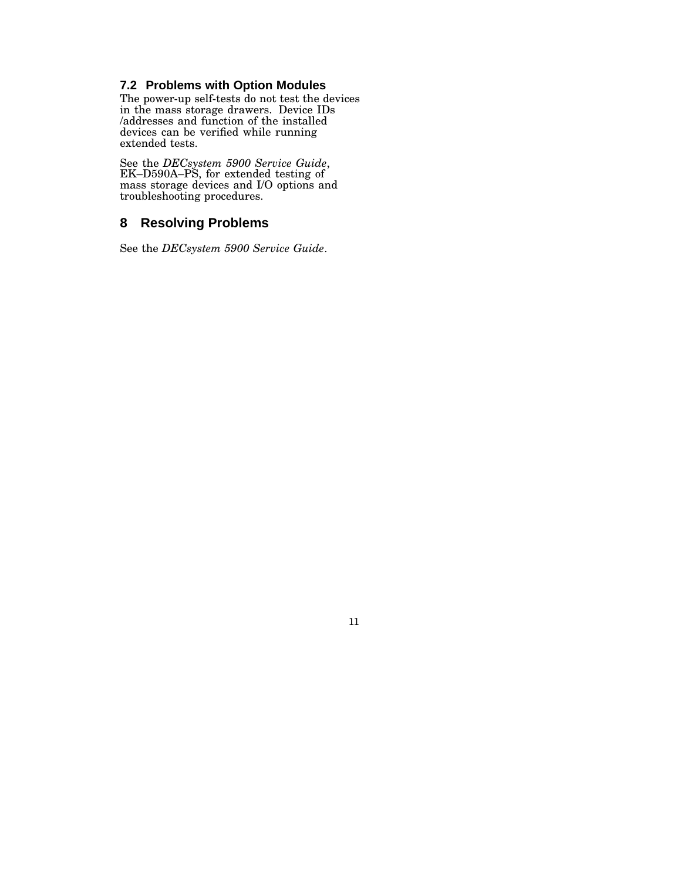### 7.2 Problems with Option Modules

The power-up self-tests do not test the devices in the mass storage drawers. Device IDs /addresses and function of the installed devices can be verified while running extended tests.

See the *DECsystem 5900 Service Guide*, EK–D590A–PS, for extended testing of mass storage devices and I/O options and troubleshooting procedures.

## 8 Resolving Problems

See the *DECsystem 5900 Service Guide*.